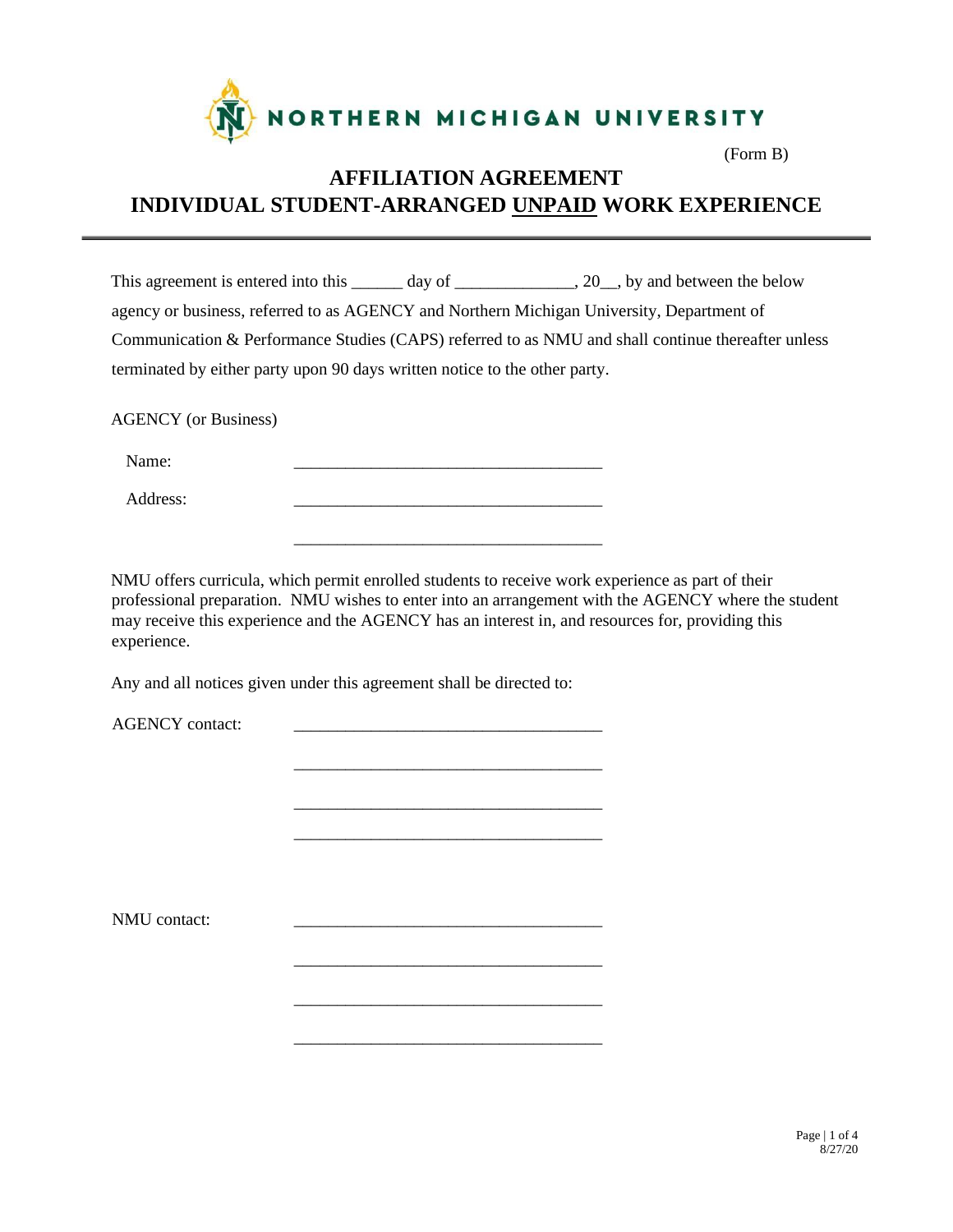NORTHERN MICHIGAN UNIVERSITY

(Form B)

# AFFILIATION AGREEMENT
# INDIVIDUAL STUDENT-ARRANGED UNPAID WORK EXPERIENCE

This agreement is entered into this ______ day of ______________, 20__, by and between the below agency or business, referred to as AGENCY and Northern Michigan University, Department of Communication & Performance Studies (CAPS) referred to as NMU and shall continue thereafter unless terminated by either party upon 90 days written notice to the other party.

AGENCY (or Business)

Name: ____________________________________

Address: ____________________________________

____________________________________

NMU offers curricula, which permit enrolled students to receive work experience as part of their professional preparation. NMU wishes to enter into an arrangement with the AGENCY where the student may receive this experience and the AGENCY has an interest in, and resources for, providing this experience.

Any and all notices given under this agreement shall be directed to:

AGENCY contact: ____________________________________

____________________________________

____________________________________

____________________________________

NMU contact: ____________________________________

____________________________________

____________________________________

____________________________________

8/27/20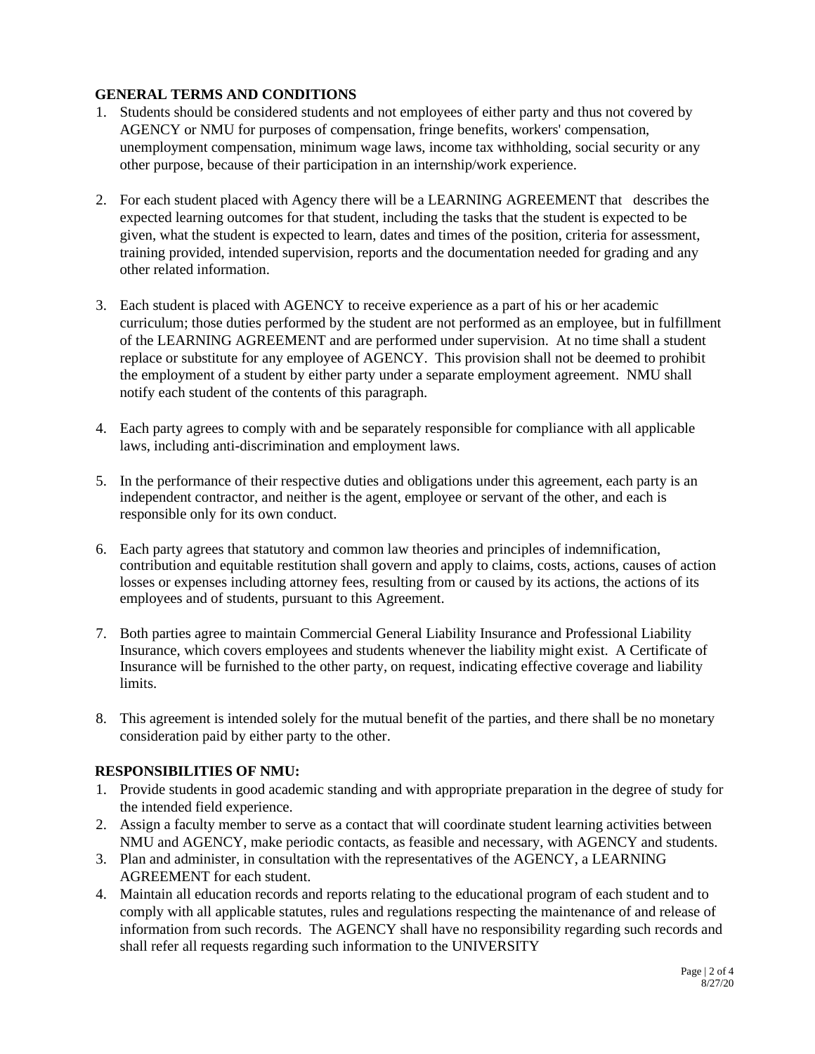**GENERAL TERMS AND CONDITIONS**

1. Students should be considered students and not employees of either party and thus not covered by AGENCY or NMU for purposes of compensation, fringe benefits, workers' compensation, unemployment compensation, minimum wage laws, income tax withholding, social security or any other purpose, because of their participation in an internship/work experience.

2. For each student placed with Agency there will be a LEARNING AGREEMENT that describes the expected learning outcomes for that student, including the tasks that the student is expected to be given, what the student is expected to learn, dates and times of the position, criteria for assessment, training provided, intended supervision, reports and the documentation needed for grading and any other related information.

3. Each student is placed with AGENCY to receive experience as a part of his or her academic curriculum; those duties performed by the student are not performed as an employee, but in fulfillment of the LEARNING AGREEMENT and are performed under supervision. At no time shall a student replace or substitute for any employee of AGENCY. This provision shall not be deemed to prohibit the employment of a student by either party under a separate employment agreement. NMU shall notify each student of the contents of this paragraph.

4. Each party agrees to comply with and be separately responsible for compliance with all applicable laws, including anti-discrimination and employment laws.

5. In the performance of their respective duties and obligations under this agreement, each party is an independent contractor, and neither is the agent, employee or servant of the other, and each is responsible only for its own conduct.

6. Each party agrees that statutory and common law theories and principles of indemnification, contribution and equitable restitution shall govern and apply to claims, costs, actions, causes of action losses or expenses including attorney fees, resulting from or caused by its actions, the actions of its employees and of students, pursuant to this Agreement.

7. Both parties agree to maintain Commercial General Liability Insurance and Professional Liability Insurance, which covers employees and students whenever the liability might exist. A Certificate of Insurance will be furnished to the other party, on request, indicating effective coverage and liability limits.

8. This agreement is intended solely for the mutual benefit of the parties, and there shall be no monetary consideration paid by either party to the other.

**RESPONSIBILITIES OF NMU:**

1. Provide students in good academic standing and with appropriate preparation in the degree of study for the intended field experience.
2. Assign a faculty member to serve as a contact that will coordinate student learning activities between NMU and AGENCY, make periodic contacts, as feasible and necessary, with AGENCY and students.
3. Plan and administer, in consultation with the representatives of the AGENCY, a LEARNING AGREEMENT for each student.
4. Maintain all education records and reports relating to the educational program of each student and to comply with all applicable statutes, rules and regulations respecting the maintenance of and release of information from such records. The AGENCY shall have no responsibility regarding such records and shall refer all requests regarding such information to the UNIVERSITY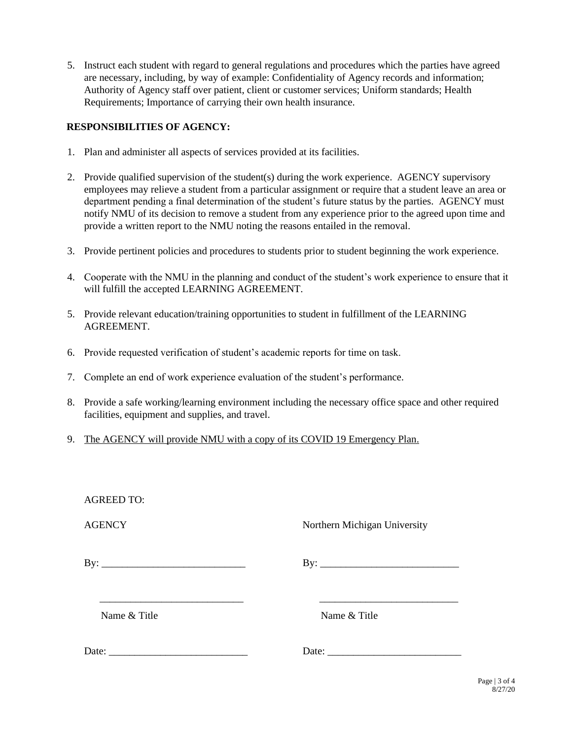5. Instruct each student with regard to general regulations and procedures which the parties have agreed are necessary, including, by way of example: Confidentiality of Agency records and information; Authority of Agency staff over patient, client or customer services; Uniform standards; Health Requirements; Importance of carrying their own health insurance.

**RESPONSIBILITIES OF AGENCY:**

1. Plan and administer all aspects of services provided at its facilities.

2. Provide qualified supervision of the student(s) during the work experience. AGENCY supervisory employees may relieve a student from a particular assignment or require that a student leave an area or department pending a final determination of the student's future status by the parties. AGENCY must notify NMU of its decision to remove a student from any experience prior to the agreed upon time and provide a written report to the NMU noting the reasons entailed in the removal.

3. Provide pertinent policies and procedures to students prior to student beginning the work experience.

4. Cooperate with the NMU in the planning and conduct of the student's work experience to ensure that it will fulfill the accepted LEARNING AGREEMENT.

5. Provide relevant education/training opportunities to student in fulfillment of the LEARNING AGREEMENT.

6. Provide requested verification of student's academic reports for time on task.

7. Complete an end of work experience evaluation of the student's performance.

8. Provide a safe working/learning environment including the necessary office space and other required facilities, equipment and supplies, and travel.

9. <u>The AGENCY will provide NMU with a copy of its COVID 19 Emergency Plan.</u>

AGREED TO:

| AGENCY | Northern Michigan University |
|---|---|
| By: ___________________________ | By: ___________________________ |
| ___________________________ | ___________________________ |
| Name & Title | Name & Title |
| Date: ___________________________ | Date: ___________________________ |

8/27/20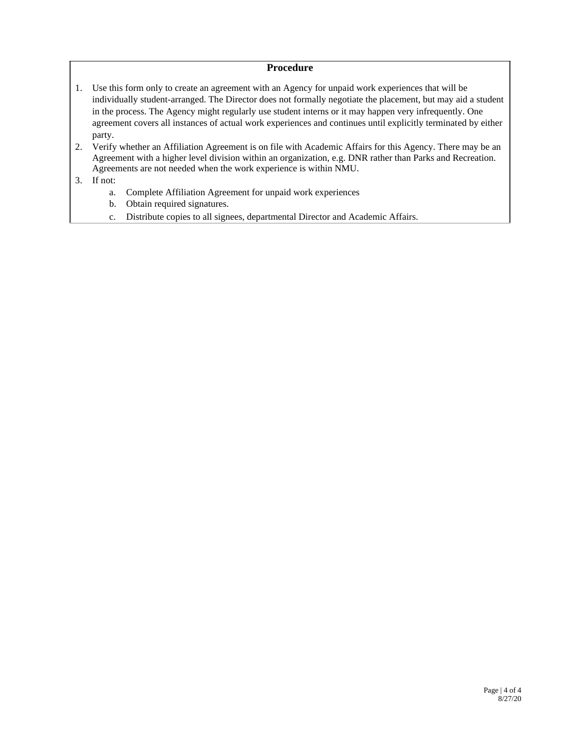## Procedure

1. Use this form only to create an agreement with an Agency for unpaid work experiences that will be individually student-arranged. The Director does not formally negotiate the placement, but may aid a student in the process. The Agency might regularly use student interns or it may happen very infrequently. One agreement covers all instances of actual work experiences and continues until explicitly terminated by either party.
2. Verify whether an Affiliation Agreement is on file with Academic Affairs for this Agency. There may be an Agreement with a higher level division within an organization, e.g. DNR rather than Parks and Recreation. Agreements are not needed when the work experience is within NMU.
3. If not:
   a. Complete Affiliation Agreement for unpaid work experiences
   b. Obtain required signatures.
   c. Distribute copies to all signees, departmental Director and Academic Affairs.

8/27/20